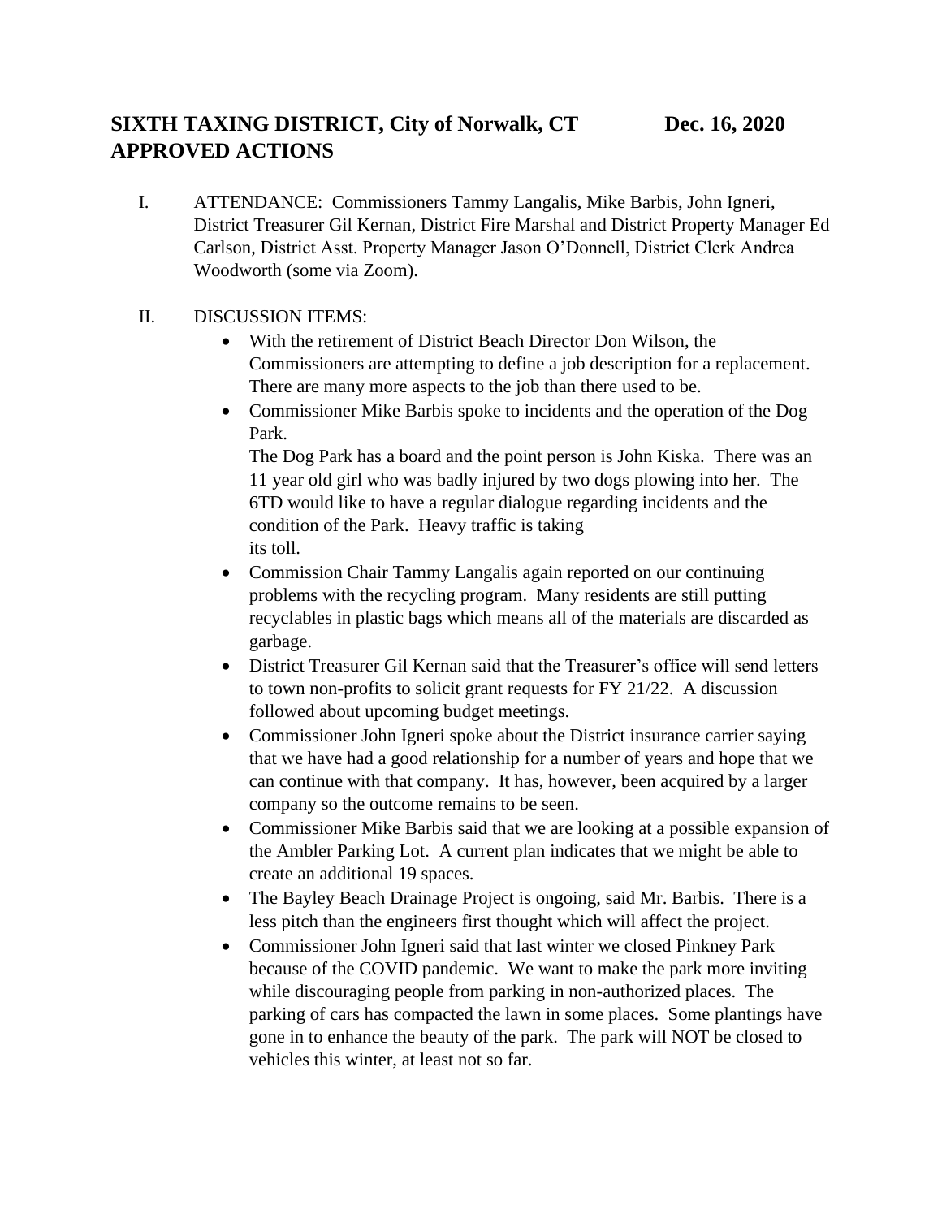# SIXTH TAXING DISTRICT, City of Norwalk, CT Dec. 16, 2020
# APPROVED ACTIONS

I. ATTENDANCE: Commissioners Tammy Langalis, Mike Barbis, John Igneri, District Treasurer Gil Kernan, District Fire Marshal and District Property Manager Ed Carlson, District Asst. Property Manager Jason O'Donnell, District Clerk Andrea Woodworth (some via Zoom).

II. DISCUSSION ITEMS:

- With the retirement of District Beach Director Don Wilson, the Commissioners are attempting to define a job description for a replacement. There are many more aspects to the job than there used to be.
- Commissioner Mike Barbis spoke to incidents and the operation of the Dog Park.
  The Dog Park has a board and the point person is John Kiska. There was an 11 year old girl who was badly injured by two dogs plowing into her. The 6TD would like to have a regular dialogue regarding incidents and the condition of the Park. Heavy traffic is taking its toll.
- Commission Chair Tammy Langalis again reported on our continuing problems with the recycling program. Many residents are still putting recyclables in plastic bags which means all of the materials are discarded as garbage.
- District Treasurer Gil Kernan said that the Treasurer's office will send letters to town non-profits to solicit grant requests for FY 21/22. A discussion followed about upcoming budget meetings.
- Commissioner John Igneri spoke about the District insurance carrier saying that we have had a good relationship for a number of years and hope that we can continue with that company. It has, however, been acquired by a larger company so the outcome remains to be seen.
- Commissioner Mike Barbis said that we are looking at a possible expansion of the Ambler Parking Lot. A current plan indicates that we might be able to create an additional 19 spaces.
- The Bayley Beach Drainage Project is ongoing, said Mr. Barbis. There is a less pitch than the engineers first thought which will affect the project.
- Commissioner John Igneri said that last winter we closed Pinkney Park because of the COVID pandemic. We want to make the park more inviting while discouraging people from parking in non-authorized places. The parking of cars has compacted the lawn in some places. Some plantings have gone in to enhance the beauty of the park. The park will NOT be closed to vehicles this winter, at least not so far.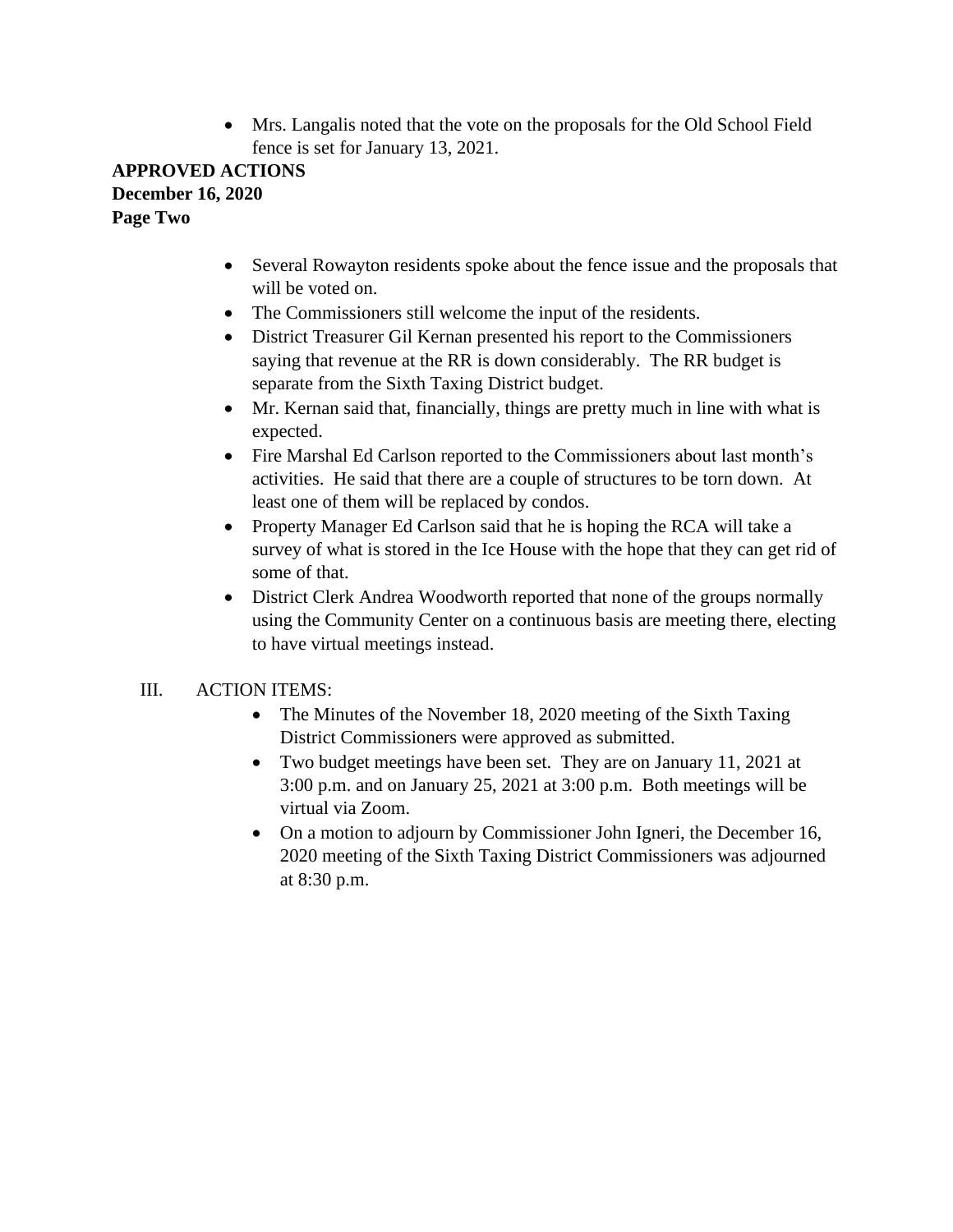- Mrs. Langalis noted that the vote on the proposals for the Old School Field fence is set for January 13, 2021.

**APPROVED ACTIONS**
**December 16, 2020**
**Page Two**

- Several Rowayton residents spoke about the fence issue and the proposals that will be voted on.
- The Commissioners still welcome the input of the residents.
- District Treasurer Gil Kernan presented his report to the Commissioners saying that revenue at the RR is down considerably. The RR budget is separate from the Sixth Taxing District budget.
- Mr. Kernan said that, financially, things are pretty much in line with what is expected.
- Fire Marshal Ed Carlson reported to the Commissioners about last month's activities. He said that there are a couple of structures to be torn down. At least one of them will be replaced by condos.
- Property Manager Ed Carlson said that he is hoping the RCA will take a survey of what is stored in the Ice House with the hope that they can get rid of some of that.
- District Clerk Andrea Woodworth reported that none of the groups normally using the Community Center on a continuous basis are meeting there, electing to have virtual meetings instead.

III. ACTION ITEMS:

- The Minutes of the November 18, 2020 meeting of the Sixth Taxing District Commissioners were approved as submitted.
- Two budget meetings have been set. They are on January 11, 2021 at 3:00 p.m. and on January 25, 2021 at 3:00 p.m. Both meetings will be virtual via Zoom.
- On a motion to adjourn by Commissioner John Igneri, the December 16, 2020 meeting of the Sixth Taxing District Commissioners was adjourned at 8:30 p.m.